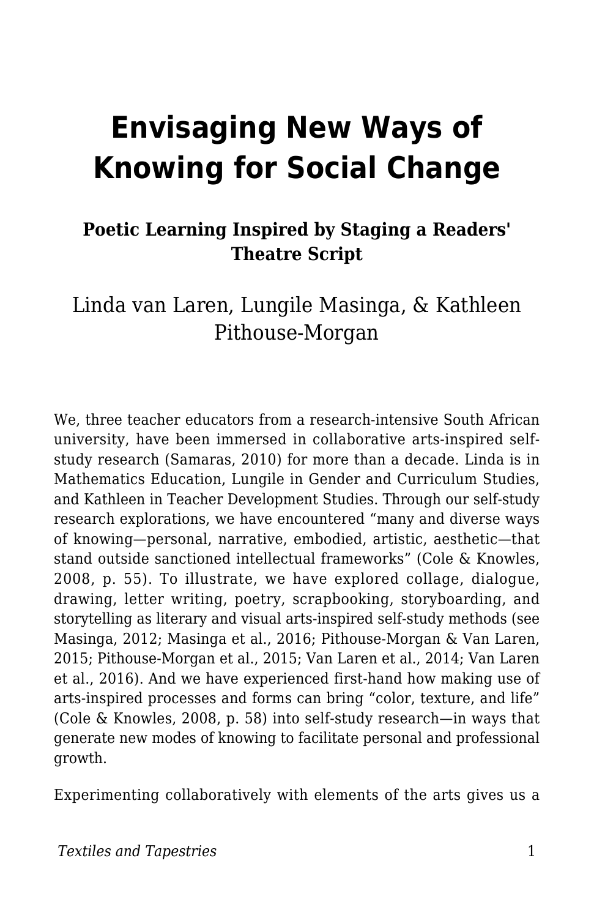# Envisaging New Ways of Knowing for Social Change

### Poetic Learning Inspired by Staging a Readers' Theatre Script

Linda van Laren, Lungile Masinga, & Kathleen Pithouse-Morgan

We, three teacher educators from a research-intensive South African university, have been immersed in collaborative arts-inspired self-study research (Samaras, 2010) for more than a decade. Linda is in Mathematics Education, Lungile in Gender and Curriculum Studies, and Kathleen in Teacher Development Studies. Through our self-study research explorations, we have encountered "many and diverse ways of knowing—personal, narrative, embodied, artistic, aesthetic—that stand outside sanctioned intellectual frameworks" (Cole & Knowles, 2008, p. 55). To illustrate, we have explored collage, dialogue, drawing, letter writing, poetry, scrapbooking, storyboarding, and storytelling as literary and visual arts-inspired self-study methods (see Masinga, 2012; Masinga et al., 2016; Pithouse-Morgan & Van Laren, 2015; Pithouse-Morgan et al., 2015; Van Laren et al., 2014; Van Laren et al., 2016). And we have experienced first-hand how making use of arts-inspired processes and forms can bring "color, texture, and life" (Cole & Knowles, 2008, p. 58) into self-study research—in ways that generate new modes of knowing to facilitate personal and professional growth.

Experimenting collaboratively with elements of the arts gives us a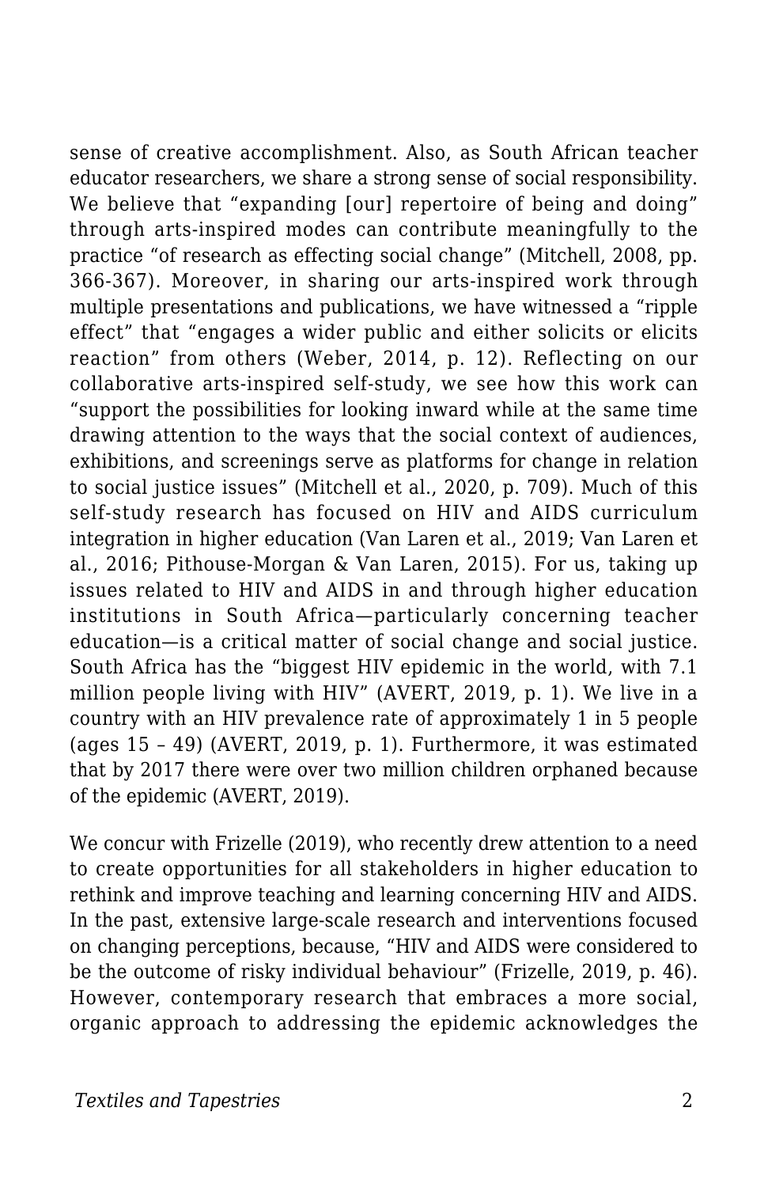sense of creative accomplishment. Also, as South African teacher educator researchers, we share a strong sense of social responsibility. We believe that "expanding [our] repertoire of being and doing" through arts-inspired modes can contribute meaningfully to the practice "of research as effecting social change" (Mitchell, 2008, pp. 366-367). Moreover, in sharing our arts-inspired work through multiple presentations and publications, we have witnessed a "ripple effect" that "engages a wider public and either solicits or elicits reaction" from others (Weber, 2014, p. 12). Reflecting on our collaborative arts-inspired self-study, we see how this work can "support the possibilities for looking inward while at the same time drawing attention to the ways that the social context of audiences, exhibitions, and screenings serve as platforms for change in relation to social justice issues" (Mitchell et al., 2020, p. 709). Much of this self-study research has focused on HIV and AIDS curriculum integration in higher education (Van Laren et al., 2019; Van Laren et al., 2016; Pithouse-Morgan & Van Laren, 2015). For us, taking up issues related to HIV and AIDS in and through higher education institutions in South Africa—particularly concerning teacher education—is a critical matter of social change and social justice. South Africa has the "biggest HIV epidemic in the world, with 7.1 million people living with HIV" (AVERT, 2019, p. 1). We live in a country with an HIV prevalence rate of approximately 1 in 5 people (ages 15 – 49) (AVERT, 2019, p. 1). Furthermore, it was estimated that by 2017 there were over two million children orphaned because of the epidemic (AVERT, 2019).

We concur with Frizelle (2019), who recently drew attention to a need to create opportunities for all stakeholders in higher education to rethink and improve teaching and learning concerning HIV and AIDS. In the past, extensive large-scale research and interventions focused on changing perceptions, because, "HIV and AIDS were considered to be the outcome of risky individual behaviour" (Frizelle, 2019, p. 46). However, contemporary research that embraces a more social, organic approach to addressing the epidemic acknowledges the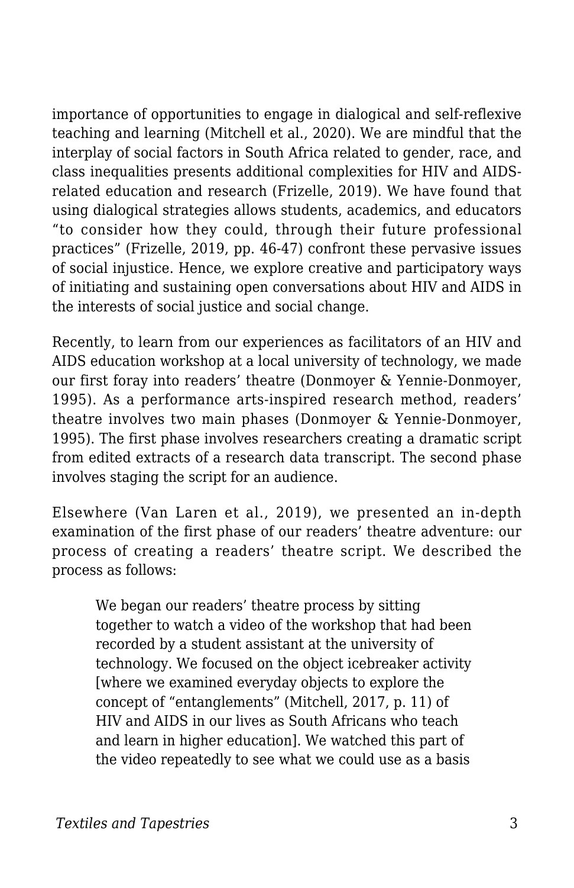importance of opportunities to engage in dialogical and self-reflexive teaching and learning (Mitchell et al., 2020). We are mindful that the interplay of social factors in South Africa related to gender, race, and class inequalities presents additional complexities for HIV and AIDS-related education and research (Frizelle, 2019). We have found that using dialogical strategies allows students, academics, and educators "to consider how they could, through their future professional practices" (Frizelle, 2019, pp. 46-47) confront these pervasive issues of social injustice. Hence, we explore creative and participatory ways of initiating and sustaining open conversations about HIV and AIDS in the interests of social justice and social change.

Recently, to learn from our experiences as facilitators of an HIV and AIDS education workshop at a local university of technology, we made our first foray into readers' theatre (Donmoyer & Yennie-Donmoyer, 1995). As a performance arts-inspired research method, readers' theatre involves two main phases (Donmoyer & Yennie-Donmoyer, 1995). The first phase involves researchers creating a dramatic script from edited extracts of a research data transcript. The second phase involves staging the script for an audience.

Elsewhere (Van Laren et al., 2019), we presented an in-depth examination of the first phase of our readers' theatre adventure: our process of creating a readers' theatre script. We described the process as follows:

> We began our readers' theatre process by sitting together to watch a video of the workshop that had been recorded by a student assistant at the university of technology. We focused on the object icebreaker activity [where we examined everyday objects to explore the concept of "entanglements" (Mitchell, 2017, p. 11) of HIV and AIDS in our lives as South Africans who teach and learn in higher education]. We watched this part of the video repeatedly to see what we could use as a basis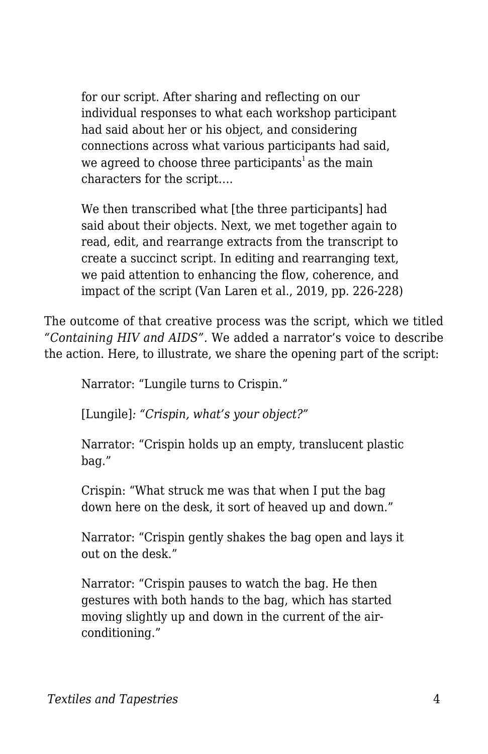> for our script. After sharing and reflecting on our individual responses to what each workshop participant had said about her or his object, and considering connections across what various participants had said, we agreed to choose three participants[1] as the main characters for the script….
>
> We then transcribed what [the three participants] had said about their objects. Next, we met together again to read, edit, and rearrange extracts from the transcript to create a succinct script. In editing and rearranging text, we paid attention to enhancing the flow, coherence, and impact of the script (Van Laren et al., 2019, pp. 226-228)

The outcome of that creative process was the script, which we titled *"Containing HIV and AIDS"*. We added a narrator's voice to describe the action. Here, to illustrate, we share the opening part of the script:

> Narrator: "Lungile turns to Crispin."
>
> [Lungile]*: "Crispin, what's your object?"*
>
> Narrator: "Crispin holds up an empty, translucent plastic bag."
>
> Crispin: "What struck me was that when I put the bag down here on the desk, it sort of heaved up and down."
>
> Narrator: "Crispin gently shakes the bag open and lays it out on the desk."
>
> Narrator: "Crispin pauses to watch the bag. He then gestures with both hands to the bag, which has started moving slightly up and down in the current of the air-conditioning."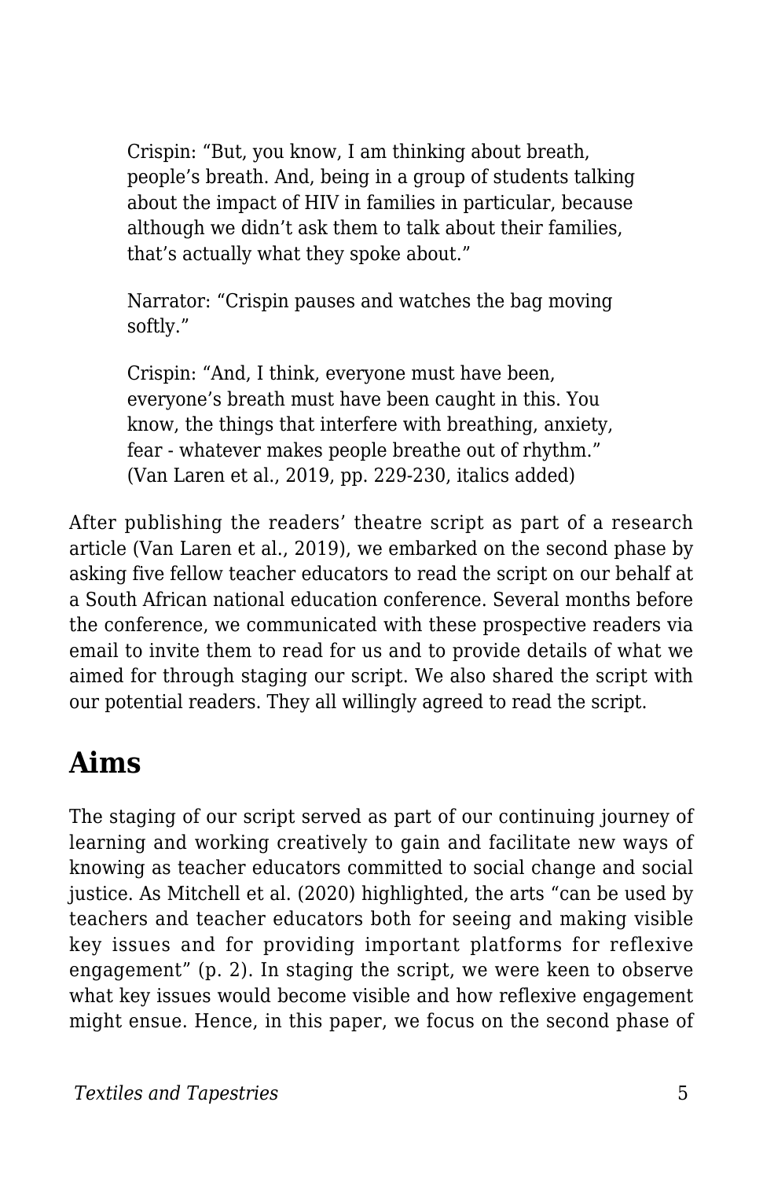> Crispin: "But, you know, I am thinking about breath, people's breath. And, being in a group of students talking about the impact of HIV in families in particular, because although we didn't ask them to talk about their families, that's actually what they spoke about."
>
> Narrator: "Crispin pauses and watches the bag moving softly."
>
> Crispin: "And, I think, everyone must have been, everyone's breath must have been caught in this. You know, the things that interfere with breathing, anxiety, fear - whatever makes people breathe out of rhythm." (Van Laren et al., 2019, pp. 229-230, italics added)

After publishing the readers' theatre script as part of a research article (Van Laren et al., 2019), we embarked on the second phase by asking five fellow teacher educators to read the script on our behalf at a South African national education conference. Several months before the conference, we communicated with these prospective readers via email to invite them to read for us and to provide details of what we aimed for through staging our script. We also shared the script with our potential readers. They all willingly agreed to read the script.

## Aims

The staging of our script served as part of our continuing journey of learning and working creatively to gain and facilitate new ways of knowing as teacher educators committed to social change and social justice. As Mitchell et al. (2020) highlighted, the arts "can be used by teachers and teacher educators both for seeing and making visible key issues and for providing important platforms for reflexive engagement" (p. 2). In staging the script, we were keen to observe what key issues would become visible and how reflexive engagement might ensue. Hence, in this paper, we focus on the second phase of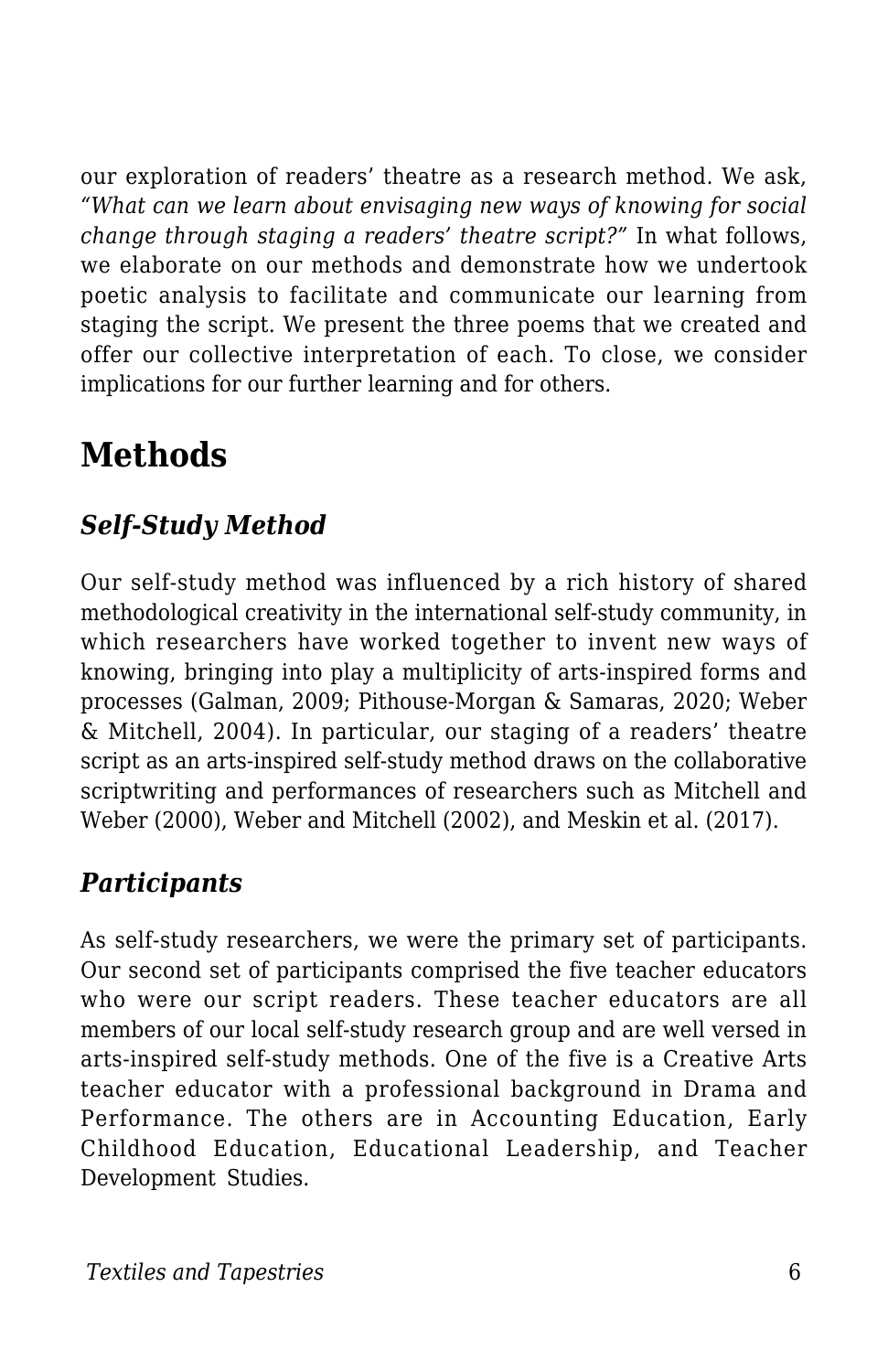our exploration of readers' theatre as a research method. We ask, *"What can we learn about envisaging new ways of knowing for social change through staging a readers' theatre script?"* In what follows, we elaborate on our methods and demonstrate how we undertook poetic analysis to facilitate and communicate our learning from staging the script. We present the three poems that we created and offer our collective interpretation of each. To close, we consider implications for our further learning and for others.

## Methods

### *Self-Study Method*

Our self-study method was influenced by a rich history of shared methodological creativity in the international self-study community, in which researchers have worked together to invent new ways of knowing, bringing into play a multiplicity of arts-inspired forms and processes (Galman, 2009; Pithouse-Morgan & Samaras, 2020; Weber & Mitchell, 2004). In particular, our staging of a readers' theatre script as an arts-inspired self-study method draws on the collaborative scriptwriting and performances of researchers such as Mitchell and Weber (2000), Weber and Mitchell (2002), and Meskin et al. (2017).

### *Participants*

As self-study researchers, we were the primary set of participants. Our second set of participants comprised the five teacher educators who were our script readers. These teacher educators are all members of our local self-study research group and are well versed in arts-inspired self-study methods. One of the five is a Creative Arts teacher educator with a professional background in Drama and Performance. The others are in Accounting Education, Early Childhood Education, Educational Leadership, and Teacher Development Studies.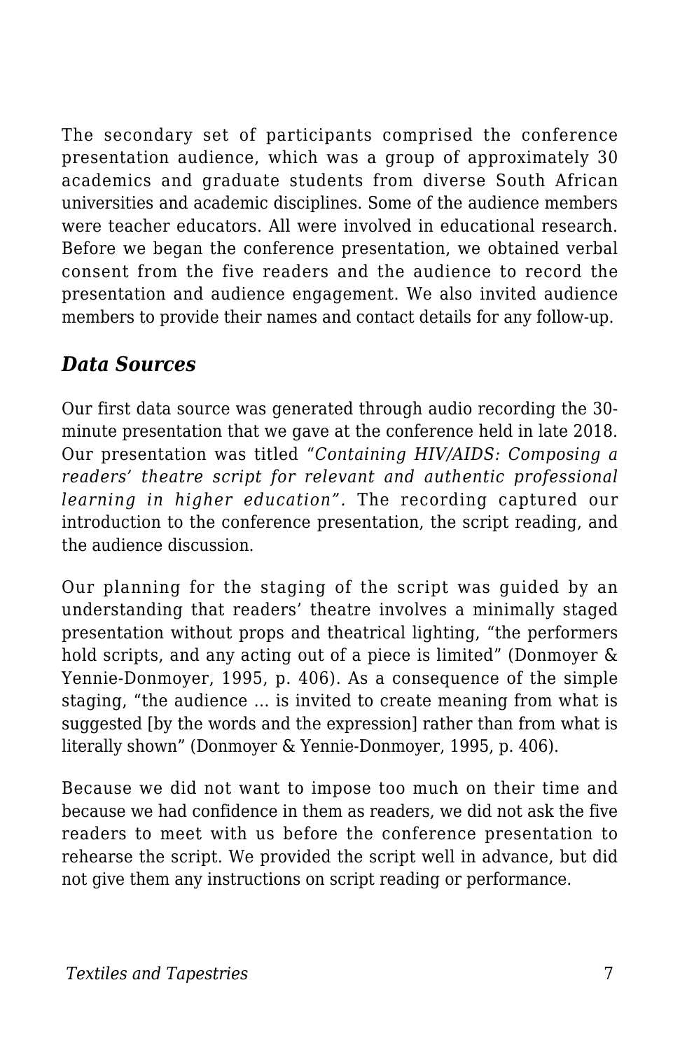The secondary set of participants comprised the conference presentation audience, which was a group of approximately 30 academics and graduate students from diverse South African universities and academic disciplines. Some of the audience members were teacher educators. All were involved in educational research. Before we began the conference presentation, we obtained verbal consent from the five readers and the audience to record the presentation and audience engagement. We also invited audience members to provide their names and contact details for any follow-up.

### *Data Sources*

Our first data source was generated through audio recording the 30-minute presentation that we gave at the conference held in late 2018. Our presentation was titled "*Containing HIV/AIDS: Composing a readers' theatre script for relevant and authentic professional learning in higher education".* The recording captured our introduction to the conference presentation, the script reading, and the audience discussion.

Our planning for the staging of the script was guided by an understanding that readers' theatre involves a minimally staged presentation without props and theatrical lighting, "the performers hold scripts, and any acting out of a piece is limited" (Donmoyer & Yennie-Donmoyer, 1995, p. 406). As a consequence of the simple staging, "the audience … is invited to create meaning from what is suggested [by the words and the expression] rather than from what is literally shown" (Donmoyer & Yennie-Donmoyer, 1995, p. 406).

Because we did not want to impose too much on their time and because we had confidence in them as readers, we did not ask the five readers to meet with us before the conference presentation to rehearse the script. We provided the script well in advance, but did not give them any instructions on script reading or performance.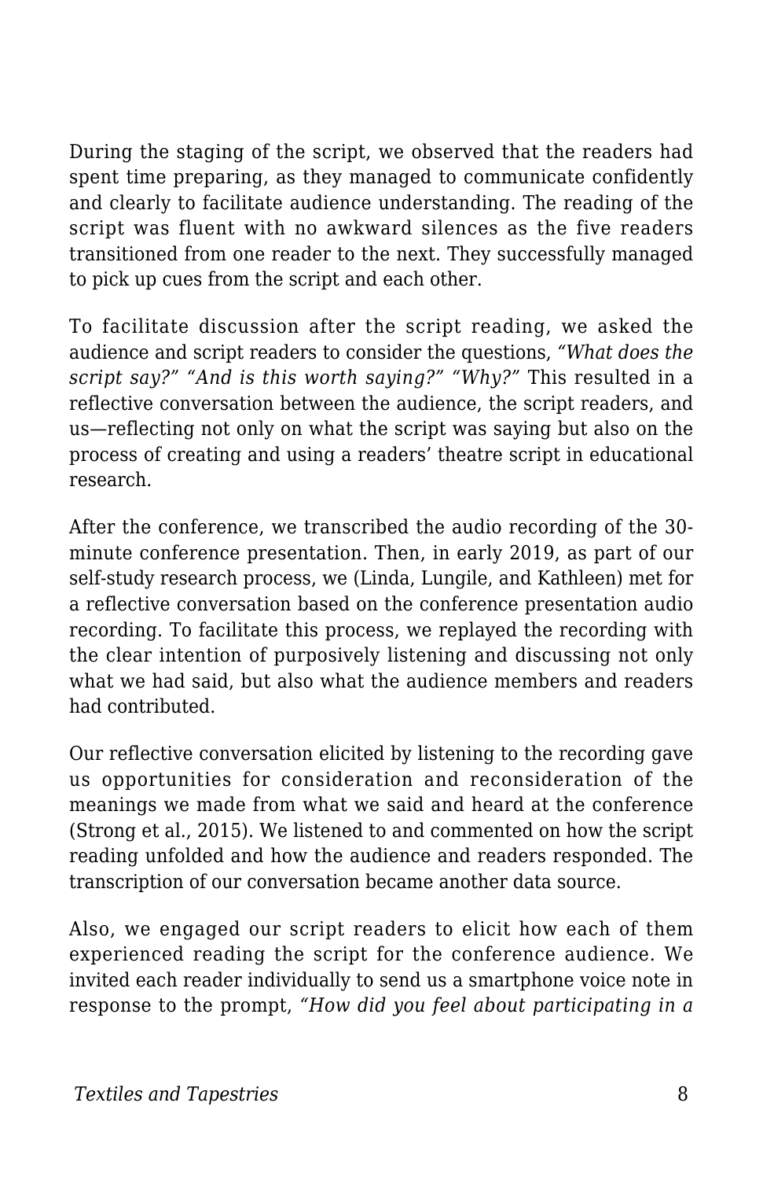During the staging of the script, we observed that the readers had spent time preparing, as they managed to communicate confidently and clearly to facilitate audience understanding. The reading of the script was fluent with no awkward silences as the five readers transitioned from one reader to the next. They successfully managed to pick up cues from the script and each other.

To facilitate discussion after the script reading, we asked the audience and script readers to consider the questions, *"What does the script say?" "And is this worth saying?" "Why?"* This resulted in a reflective conversation between the audience, the script readers, and us—reflecting not only on what the script was saying but also on the process of creating and using a readers' theatre script in educational research.

After the conference, we transcribed the audio recording of the 30-minute conference presentation. Then, in early 2019, as part of our self-study research process, we (Linda, Lungile, and Kathleen) met for a reflective conversation based on the conference presentation audio recording. To facilitate this process, we replayed the recording with the clear intention of purposively listening and discussing not only what we had said, but also what the audience members and readers had contributed.

Our reflective conversation elicited by listening to the recording gave us opportunities for consideration and reconsideration of the meanings we made from what we said and heard at the conference (Strong et al., 2015). We listened to and commented on how the script reading unfolded and how the audience and readers responded. The transcription of our conversation became another data source.

Also, we engaged our script readers to elicit how each of them experienced reading the script for the conference audience. We invited each reader individually to send us a smartphone voice note in response to the prompt, *"How did you feel about participating in a*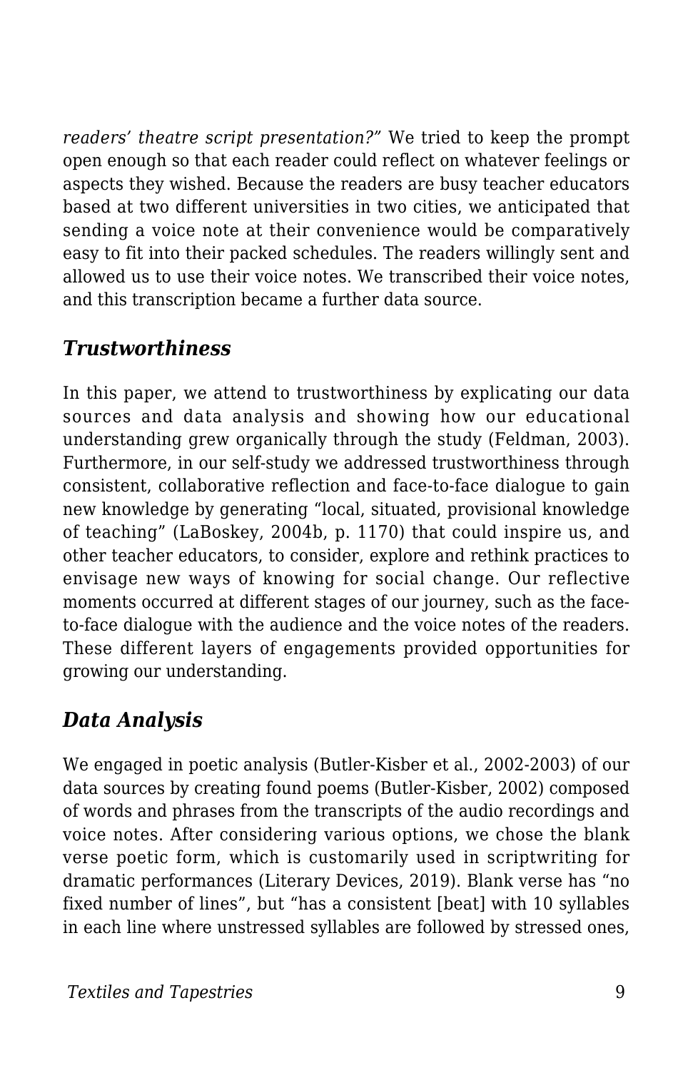*readers' theatre script presentation?"* We tried to keep the prompt open enough so that each reader could reflect on whatever feelings or aspects they wished. Because the readers are busy teacher educators based at two different universities in two cities, we anticipated that sending a voice note at their convenience would be comparatively easy to fit into their packed schedules. The readers willingly sent and allowed us to use their voice notes. We transcribed their voice notes, and this transcription became a further data source.

### *Trustworthiness*

In this paper, we attend to trustworthiness by explicating our data sources and data analysis and showing how our educational understanding grew organically through the study (Feldman, 2003). Furthermore, in our self-study we addressed trustworthiness through consistent, collaborative reflection and face-to-face dialogue to gain new knowledge by generating "local, situated, provisional knowledge of teaching" (LaBoskey, 2004b, p. 1170) that could inspire us, and other teacher educators, to consider, explore and rethink practices to envisage new ways of knowing for social change. Our reflective moments occurred at different stages of our journey, such as the face-to-face dialogue with the audience and the voice notes of the readers. These different layers of engagements provided opportunities for growing our understanding.

### *Data Analysis*

We engaged in poetic analysis (Butler-Kisber et al., 2002-2003) of our data sources by creating found poems (Butler-Kisber, 2002) composed of words and phrases from the transcripts of the audio recordings and voice notes. After considering various options, we chose the blank verse poetic form, which is customarily used in scriptwriting for dramatic performances (Literary Devices, 2019). Blank verse has "no fixed number of lines", but "has a consistent [beat] with 10 syllables in each line where unstressed syllables are followed by stressed ones,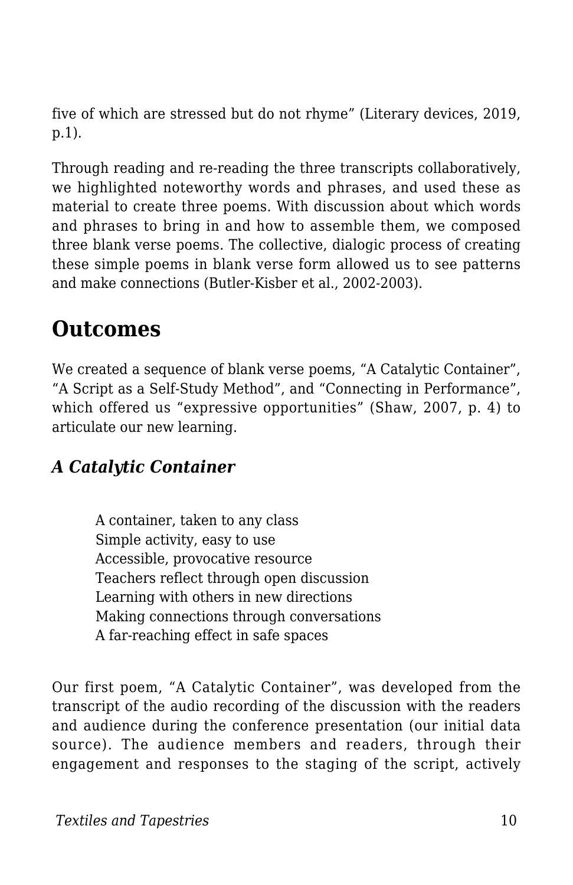five of which are stressed but do not rhyme" (Literary devices, 2019, p.1).

Through reading and re-reading the three transcripts collaboratively, we highlighted noteworthy words and phrases, and used these as material to create three poems. With discussion about which words and phrases to bring in and how to assemble them, we composed three blank verse poems. The collective, dialogic process of creating these simple poems in blank verse form allowed us to see patterns and make connections (Butler-Kisber et al., 2002-2003).

## Outcomes

We created a sequence of blank verse poems, "A Catalytic Container", "A Script as a Self-Study Method", and "Connecting in Performance", which offered us "expressive opportunities" (Shaw, 2007, p. 4) to articulate our new learning.

### *A Catalytic Container*

> A container, taken to any class
> Simple activity, easy to use
> Accessible, provocative resource
> Teachers reflect through open discussion
> Learning with others in new directions
> Making connections through conversations
> A far-reaching effect in safe spaces

Our first poem, "A Catalytic Container", was developed from the transcript of the audio recording of the discussion with the readers and audience during the conference presentation (our initial data source). The audience members and readers, through their engagement and responses to the staging of the script, actively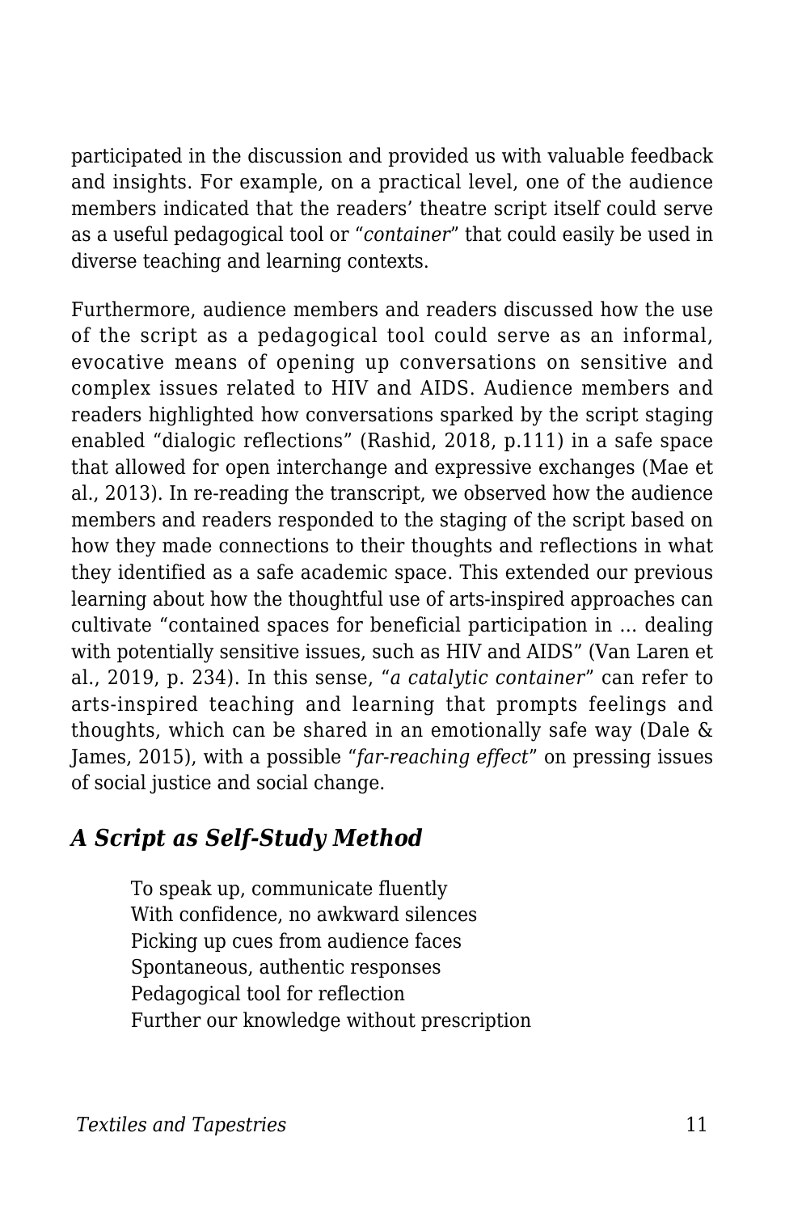participated in the discussion and provided us with valuable feedback and insights. For example, on a practical level, one of the audience members indicated that the readers' theatre script itself could serve as a useful pedagogical tool or "*container*" that could easily be used in diverse teaching and learning contexts.

Furthermore, audience members and readers discussed how the use of the script as a pedagogical tool could serve as an informal, evocative means of opening up conversations on sensitive and complex issues related to HIV and AIDS. Audience members and readers highlighted how conversations sparked by the script staging enabled "dialogic reflections" (Rashid, 2018, p.111) in a safe space that allowed for open interchange and expressive exchanges (Mae et al., 2013). In re-reading the transcript, we observed how the audience members and readers responded to the staging of the script based on how they made connections to their thoughts and reflections in what they identified as a safe academic space. This extended our previous learning about how the thoughtful use of arts-inspired approaches can cultivate "contained spaces for beneficial participation in … dealing with potentially sensitive issues, such as HIV and AIDS" (Van Laren et al., 2019, p. 234). In this sense, "*a catalytic container*" can refer to arts-inspired teaching and learning that prompts feelings and thoughts, which can be shared in an emotionally safe way (Dale & James, 2015), with a possible "*far-reaching effect*" on pressing issues of social justice and social change.

### *A Script as Self-Study Method*

> To speak up, communicate fluently
> With confidence, no awkward silences
> Picking up cues from audience faces
> Spontaneous, authentic responses
> Pedagogical tool for reflection
> Further our knowledge without prescription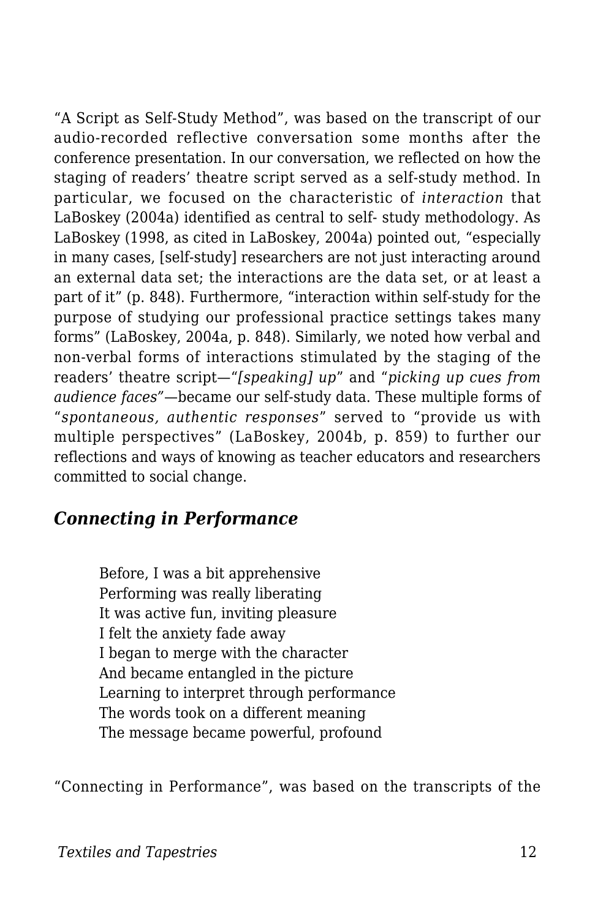"A Script as Self-Study Method", was based on the transcript of our audio-recorded reflective conversation some months after the conference presentation. In our conversation, we reflected on how the staging of readers' theatre script served as a self-study method. In particular, we focused on the characteristic of *interaction* that LaBoskey (2004a) identified as central to self- study methodology. As LaBoskey (1998, as cited in LaBoskey, 2004a) pointed out, "especially in many cases, [self-study] researchers are not just interacting around an external data set; the interactions are the data set, or at least a part of it" (p. 848). Furthermore, "interaction within self-study for the purpose of studying our professional practice settings takes many forms" (LaBoskey, 2004a, p. 848). Similarly, we noted how verbal and non-verbal forms of interactions stimulated by the staging of the readers' theatre script—"*[speaking] up*" and "*picking up cues from audience faces*"—became our self-study data. These multiple forms of "*spontaneous, authentic responses*" served to "provide us with multiple perspectives" (LaBoskey, 2004b, p. 859) to further our reflections and ways of knowing as teacher educators and researchers committed to social change.

### *Connecting in Performance*

> Before, I was a bit apprehensive
> Performing was really liberating
> It was active fun, inviting pleasure
> I felt the anxiety fade away
> I began to merge with the character
> And became entangled in the picture
> Learning to interpret through performance
> The words took on a different meaning
> The message became powerful, profound

"Connecting in Performance", was based on the transcripts of the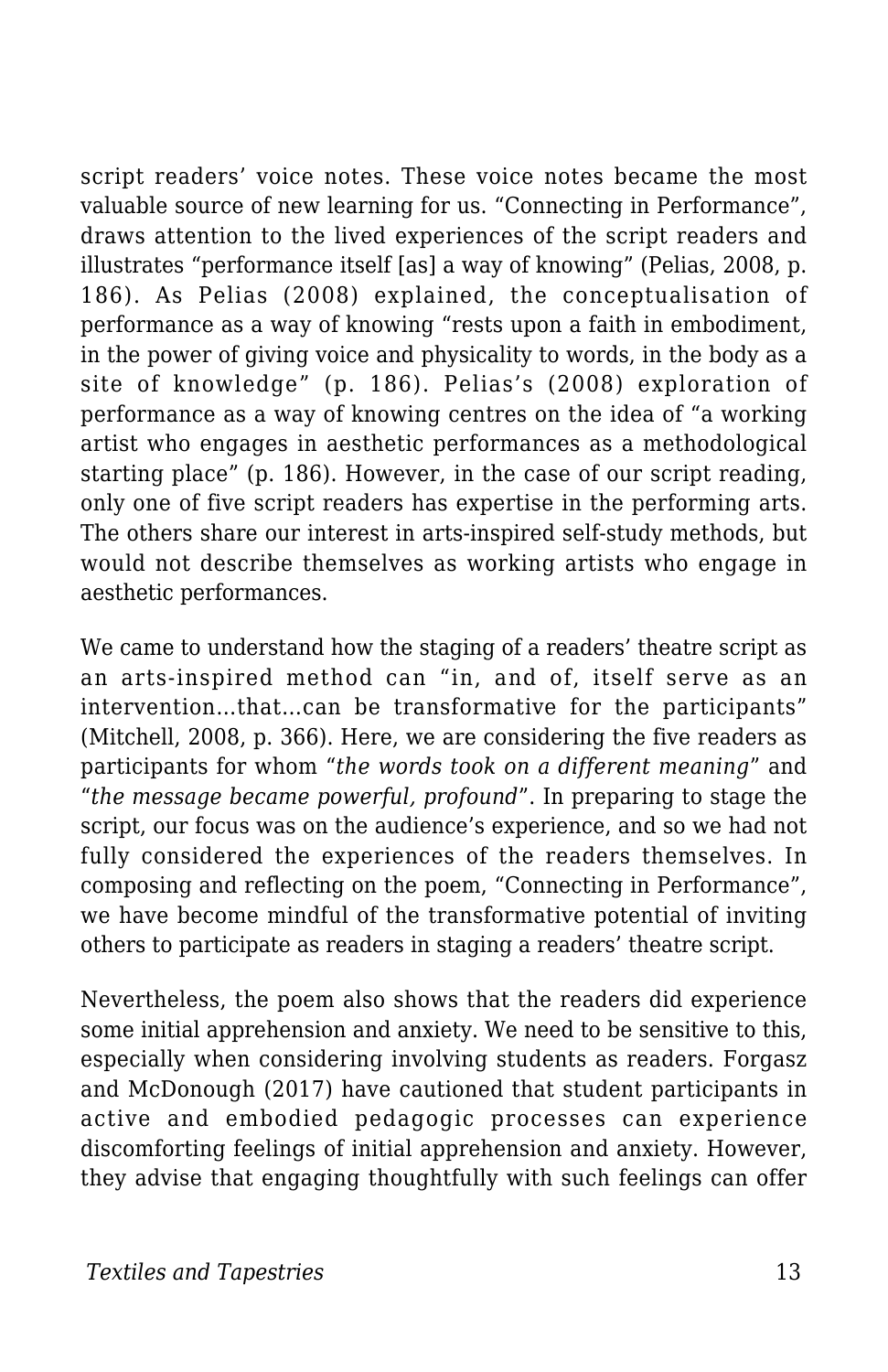script readers' voice notes. These voice notes became the most valuable source of new learning for us. "Connecting in Performance", draws attention to the lived experiences of the script readers and illustrates "performance itself [as] a way of knowing" (Pelias, 2008, p. 186). As Pelias (2008) explained, the conceptualisation of performance as a way of knowing "rests upon a faith in embodiment, in the power of giving voice and physicality to words, in the body as a site of knowledge" (p. 186). Pelias's (2008) exploration of performance as a way of knowing centres on the idea of "a working artist who engages in aesthetic performances as a methodological starting place" (p. 186). However, in the case of our script reading, only one of five script readers has expertise in the performing arts. The others share our interest in arts-inspired self-study methods, but would not describe themselves as working artists who engage in aesthetic performances.

We came to understand how the staging of a readers' theatre script as an arts-inspired method can "in, and of, itself serve as an intervention…that…can be transformative for the participants" (Mitchell, 2008, p. 366). Here, we are considering the five readers as participants for whom "*the words took on a different meaning*" and "*the message became powerful, profound*". In preparing to stage the script, our focus was on the audience's experience, and so we had not fully considered the experiences of the readers themselves. In composing and reflecting on the poem, "Connecting in Performance", we have become mindful of the transformative potential of inviting others to participate as readers in staging a readers' theatre script.

Nevertheless, the poem also shows that the readers did experience some initial apprehension and anxiety. We need to be sensitive to this, especially when considering involving students as readers. Forgasz and McDonough (2017) have cautioned that student participants in active and embodied pedagogic processes can experience discomforting feelings of initial apprehension and anxiety. However, they advise that engaging thoughtfully with such feelings can offer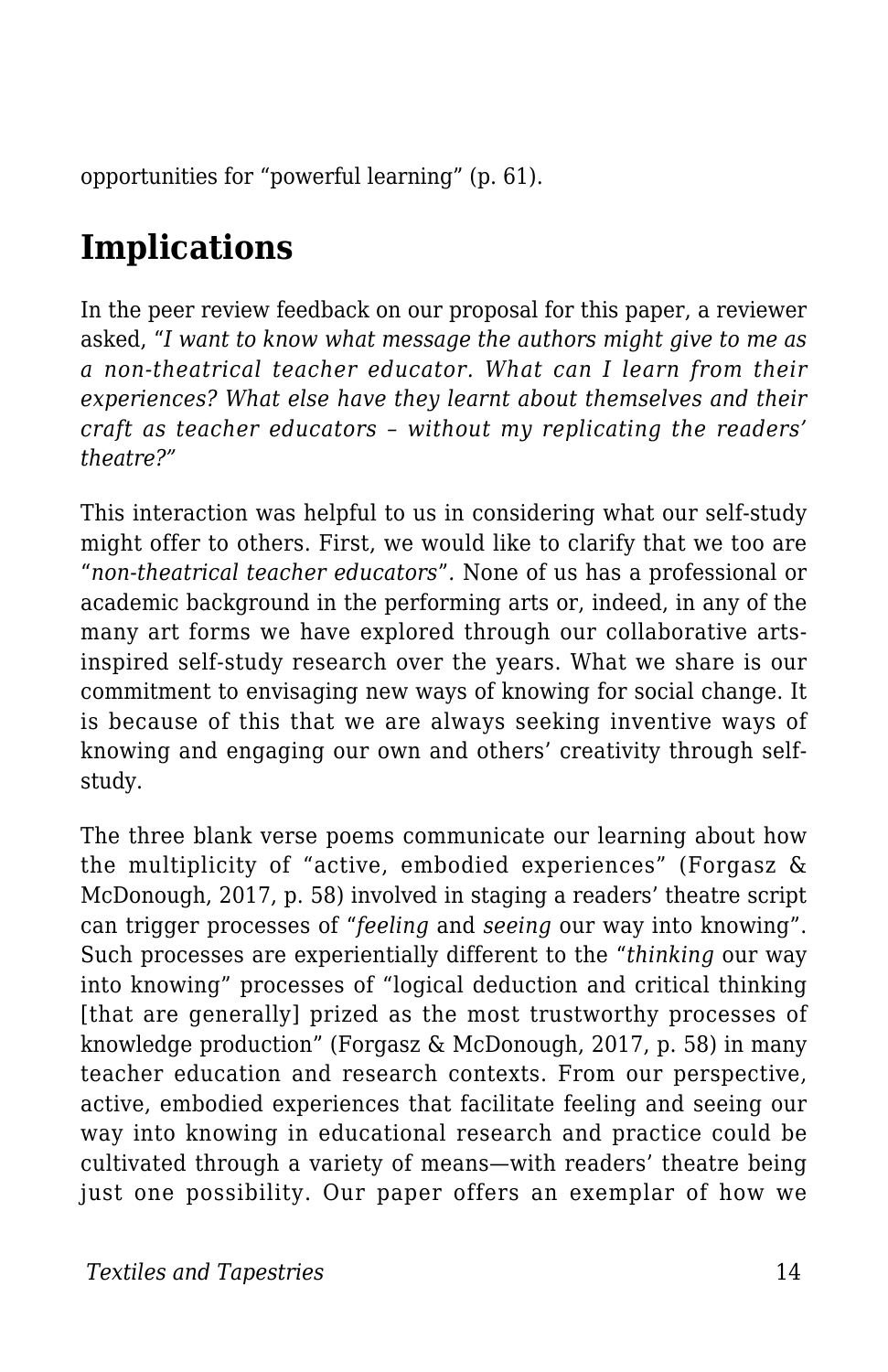opportunities for “powerful learning” (p. 61).

## Implications

In the peer review feedback on our proposal for this paper, a reviewer asked, “*I want to know what message the authors might give to me as a non-theatrical teacher educator. What can I learn from their experiences? What else have they learnt about themselves and their craft as teacher educators – without my replicating the readers’ theatre?”*

This interaction was helpful to us in considering what our self-study might offer to others. First, we would like to clarify that we too are “*non-theatrical teacher educators*”. None of us has a professional or academic background in the performing arts or, indeed, in any of the many art forms we have explored through our collaborative arts-inspired self-study research over the years. What we share is our commitment to envisaging new ways of knowing for social change. It is because of this that we are always seeking inventive ways of knowing and engaging our own and others’ creativity through self-study.

The three blank verse poems communicate our learning about how the multiplicity of “active, embodied experiences” (Forgasz & McDonough, 2017, p. 58) involved in staging a readers’ theatre script can trigger processes of “*feeling* and *seeing* our way into knowing”. Such processes are experientially different to the “*thinking* our way into knowing” processes of “logical deduction and critical thinking [that are generally] prized as the most trustworthy processes of knowledge production” (Forgasz & McDonough, 2017, p. 58) in many teacher education and research contexts. From our perspective, active, embodied experiences that facilitate feeling and seeing our way into knowing in educational research and practice could be cultivated through a variety of means—with readers’ theatre being just one possibility. Our paper offers an exemplar of how we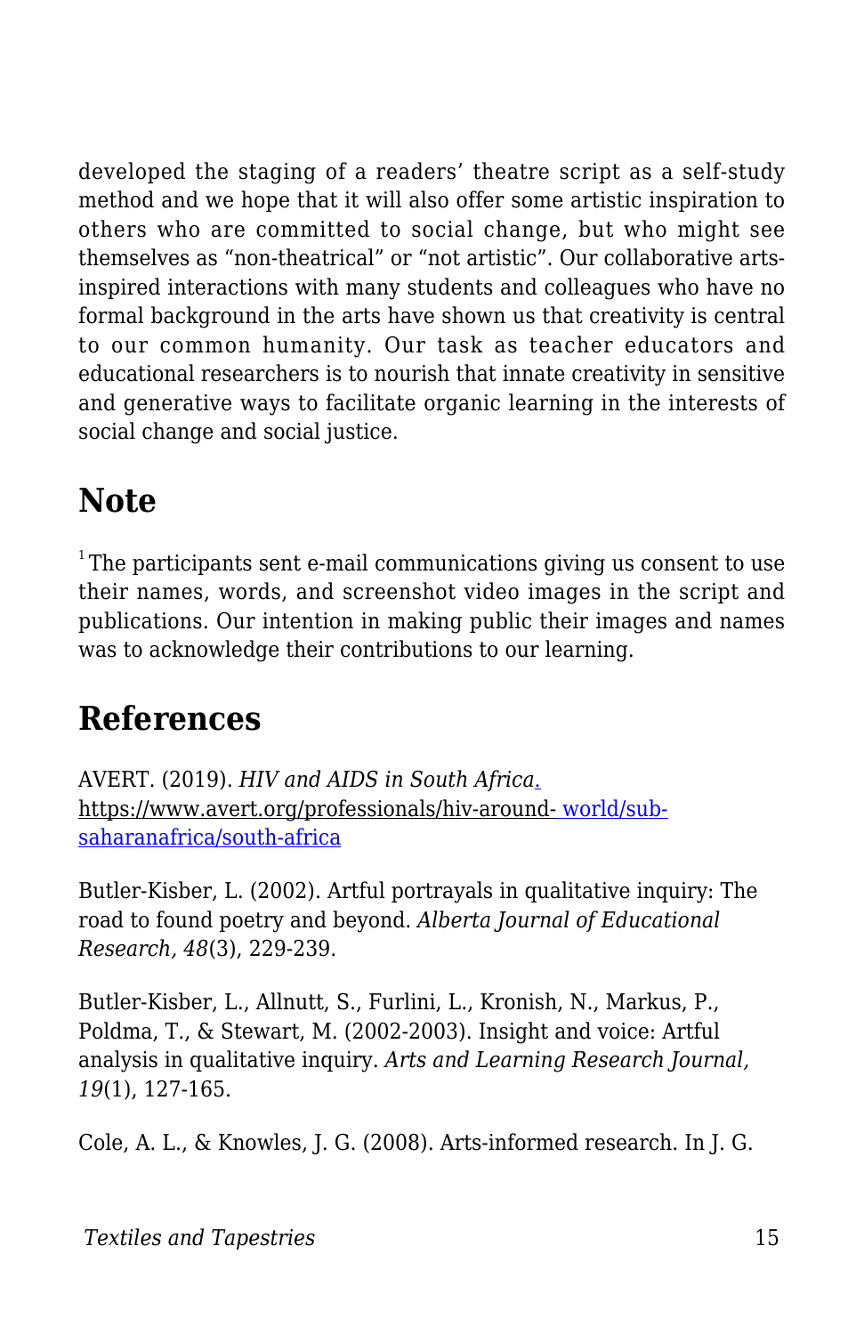developed the staging of a readers' theatre script as a self-study method and we hope that it will also offer some artistic inspiration to others who are committed to social change, but who might see themselves as "non-theatrical" or "not artistic". Our collaborative arts-inspired interactions with many students and colleagues who have no formal background in the arts have shown us that creativity is central to our common humanity. Our task as teacher educators and educational researchers is to nourish that innate creativity in sensitive and generative ways to facilitate organic learning in the interests of social change and social justice.

## Note

[1] The participants sent e-mail communications giving us consent to use their names, words, and screenshot video images in the script and publications. Our intention in making public their images and names was to acknowledge their contributions to our learning.

## References

AVERT. (2019). *HIV and AIDS in South Africa*. https://www.avert.org/professionals/hiv-around- world/sub-saharanafrica/south-africa

Butler-Kisber, L. (2002). Artful portrayals in qualitative inquiry: The road to found poetry and beyond. *Alberta Journal of Educational Research, 48*(3), 229-239.

Butler-Kisber, L., Allnutt, S., Furlini, L., Kronish, N., Markus, P., Poldma, T., & Stewart, M. (2002-2003). Insight and voice: Artful analysis in qualitative inquiry. *Arts and Learning Research Journal, 19*(1), 127-165.

Cole, A. L., & Knowles, J. G. (2008). Arts-informed research. In J. G.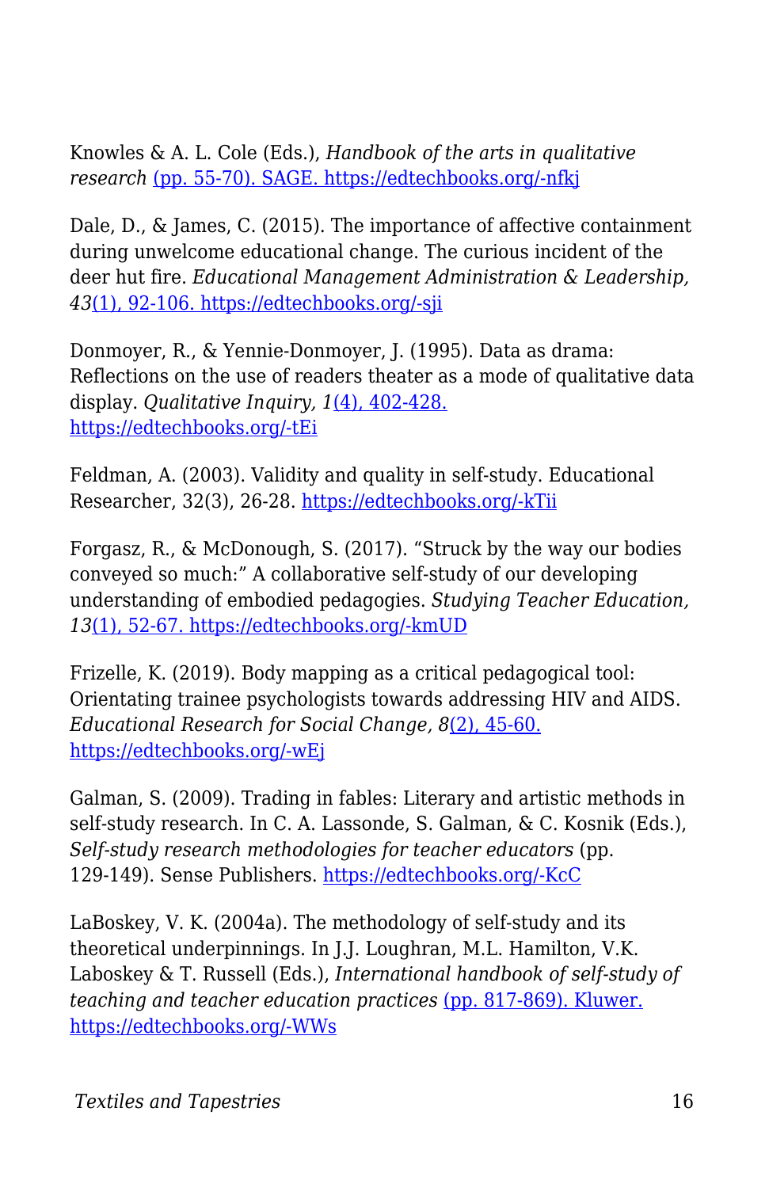Knowles & A. L. Cole (Eds.), *Handbook of the arts in qualitative research* (pp. 55-70). SAGE. https://edtechbooks.org/-nfkj

Dale, D., & James, C. (2015). The importance of affective containment during unwelcome educational change. The curious incident of the deer hut fire. *Educational Management Administration & Leadership, 43*(1), 92-106. https://edtechbooks.org/-sji

Donmoyer, R., & Yennie-Donmoyer, J. (1995). Data as drama: Reflections on the use of readers theater as a mode of qualitative data display. *Qualitative Inquiry, 1*(4), 402-428. https://edtechbooks.org/-tEi

Feldman, A. (2003). Validity and quality in self-study. Educational Researcher, 32(3), 26-28. https://edtechbooks.org/-kTii

Forgasz, R., & McDonough, S. (2017). "Struck by the way our bodies conveyed so much:" A collaborative self-study of our developing understanding of embodied pedagogies. *Studying Teacher Education, 13*(1), 52-67. https://edtechbooks.org/-kmUD

Frizelle, K. (2019). Body mapping as a critical pedagogical tool: Orientating trainee psychologists towards addressing HIV and AIDS. *Educational Research for Social Change, 8*(2), 45-60. https://edtechbooks.org/-wEj

Galman, S. (2009). Trading in fables: Literary and artistic methods in self-study research. In C. A. Lassonde, S. Galman, & C. Kosnik (Eds.), *Self-study research methodologies for teacher educators* (pp. 129-149). Sense Publishers. https://edtechbooks.org/-KcC

LaBoskey, V. K. (2004a). The methodology of self-study and its theoretical underpinnings. In J.J. Loughran, M.L. Hamilton, V.K. Laboskey & T. Russell (Eds.), *International handbook of self-study of teaching and teacher education practices* (pp. 817-869). Kluwer. https://edtechbooks.org/-WWs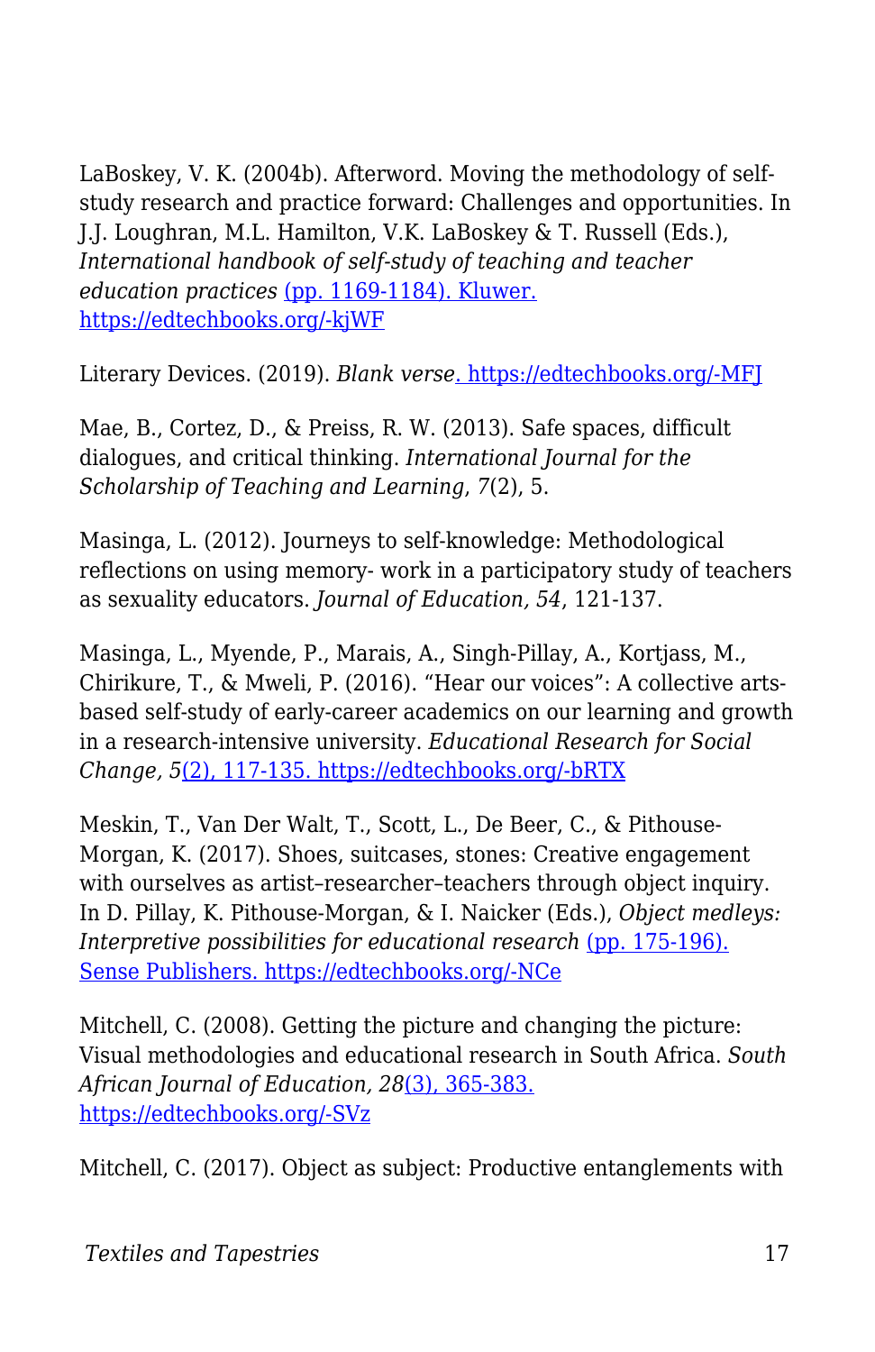LaBoskey, V. K. (2004b). Afterword. Moving the methodology of self-study research and practice forward: Challenges and opportunities. In J.J. Loughran, M.L. Hamilton, V.K. LaBoskey & T. Russell (Eds.), *International handbook of self-study of teaching and teacher education practices* (pp. 1169-1184). Kluwer. https://edtechbooks.org/-kjWF

Literary Devices. (2019). *Blank verse*. https://edtechbooks.org/-MFJ

Mae, B., Cortez, D., & Preiss, R. W. (2013). Safe spaces, difficult dialogues, and critical thinking. *International Journal for the Scholarship of Teaching and Learning*, *7*(2), 5.

Masinga, L. (2012). Journeys to self-knowledge: Methodological reflections on using memory- work in a participatory study of teachers as sexuality educators. *Journal of Education, 54*, 121-137.

Masinga, L., Myende, P., Marais, A., Singh-Pillay, A., Kortjass, M., Chirikure, T., & Mweli, P. (2016). "Hear our voices": A collective arts-based self-study of early-career academics on our learning and growth in a research-intensive university. *Educational Research for Social Change, 5*(2), 117-135. https://edtechbooks.org/-bRTX

Meskin, T., Van Der Walt, T., Scott, L., De Beer, C., & Pithouse-Morgan, K. (2017). Shoes, suitcases, stones: Creative engagement with ourselves as artist–researcher–teachers through object inquiry. In D. Pillay, K. Pithouse-Morgan, & I. Naicker (Eds.), *Object medleys: Interpretive possibilities for educational research* (pp. 175-196). Sense Publishers. https://edtechbooks.org/-NCe

Mitchell, C. (2008). Getting the picture and changing the picture: Visual methodologies and educational research in South Africa. *South African Journal of Education, 28*(3), 365-383. https://edtechbooks.org/-SVz

Mitchell, C. (2017). Object as subject: Productive entanglements with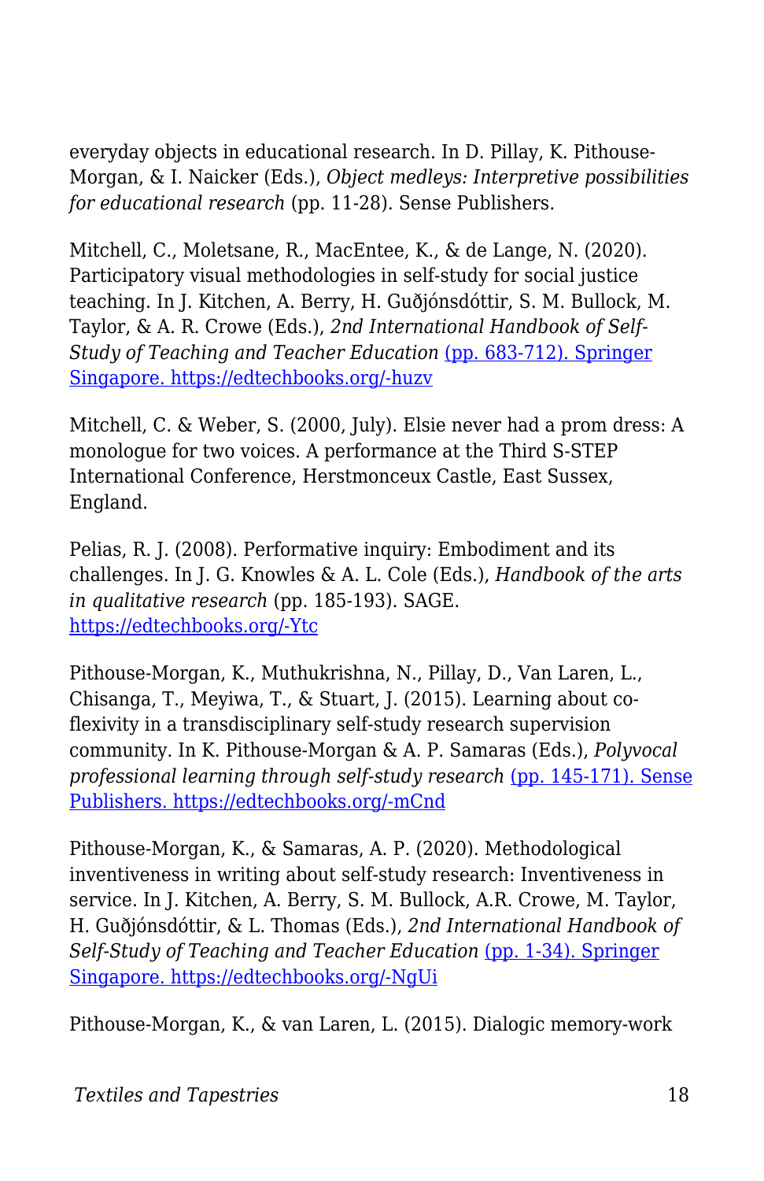everyday objects in educational research. In D. Pillay, K. Pithouse-Morgan, & I. Naicker (Eds.), *Object medleys: Interpretive possibilities for educational research* (pp. 11-28). Sense Publishers.

Mitchell, C., Moletsane, R., MacEntee, K., & de Lange, N. (2020). Participatory visual methodologies in self-study for social justice teaching. In J. Kitchen, A. Berry, H. Guðjónsdóttir, S. M. Bullock, M. Taylor, & A. R. Crowe (Eds.), *2nd International Handbook of Self-Study of Teaching and Teacher Education* [(pp. 683-712). Springer Singapore. https://edtechbooks.org/-huzv](https://edtechbooks.org/-huzv)

Mitchell, C. & Weber, S. (2000, July). Elsie never had a prom dress: A monologue for two voices. A performance at the Third S-STEP International Conference, Herstmonceux Castle, East Sussex, England.

Pelias, R. J. (2008). Performative inquiry: Embodiment and its challenges. In J. G. Knowles & A. L. Cole (Eds.), *Handbook of the arts in qualitative research* (pp. 185-193). SAGE. [https://edtechbooks.org/-Ytc](https://edtechbooks.org/-Ytc)

Pithouse-Morgan, K., Muthukrishna, N., Pillay, D., Van Laren, L., Chisanga, T., Meyiwa, T., & Stuart, J. (2015). Learning about co-flexivity in a transdisciplinary self-study research supervision community. In K. Pithouse-Morgan & A. P. Samaras (Eds.), *Polyvocal professional learning through self-study research* [(pp. 145-171). Sense Publishers. https://edtechbooks.org/-mCnd](https://edtechbooks.org/-mCnd)

Pithouse-Morgan, K., & Samaras, A. P. (2020). Methodological inventiveness in writing about self-study research: Inventiveness in service. In J. Kitchen, A. Berry, S. M. Bullock, A.R. Crowe, M. Taylor, H. Guðjónsdóttir, & L. Thomas (Eds.), *2nd International Handbook of Self-Study of Teaching and Teacher Education* [(pp. 1-34). Springer Singapore. https://edtechbooks.org/-NgUi](https://edtechbooks.org/-NgUi)

Pithouse-Morgan, K., & van Laren, L. (2015). Dialogic memory-work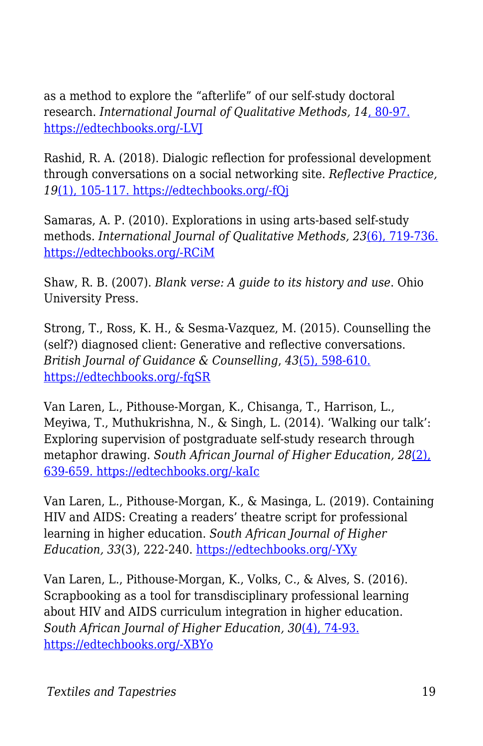as a method to explore the "afterlife" of our self-study doctoral research. *International Journal of Qualitative Methods, 14*, 80-97. https://edtechbooks.org/-LVJ

Rashid, R. A. (2018). Dialogic reflection for professional development through conversations on a social networking site. *Reflective Practice, 19*(1), 105-117. https://edtechbooks.org/-fQj

Samaras, A. P. (2010). Explorations in using arts-based self-study methods. *International Journal of Qualitative Methods, 23*(6), 719-736. https://edtechbooks.org/-RCiM

Shaw, R. B. (2007). *Blank verse: A guide to its history and use*. Ohio University Press.

Strong, T., Ross, K. H., & Sesma-Vazquez, M. (2015). Counselling the (self?) diagnosed client: Generative and reflective conversations. *British Journal of Guidance & Counselling, 43*(5), 598-610. https://edtechbooks.org/-fqSR

Van Laren, L., Pithouse-Morgan, K., Chisanga, T., Harrison, L., Meyiwa, T., Muthukrishna, N., & Singh, L. (2014). 'Walking our talk': Exploring supervision of postgraduate self-study research through metaphor drawing. *South African Journal of Higher Education, 28*(2), 639-659. https://edtechbooks.org/-kaIc

Van Laren, L., Pithouse-Morgan, K., & Masinga, L. (2019). Containing HIV and AIDS: Creating a readers' theatre script for professional learning in higher education. *South African Journal of Higher Education, 33*(3), 222-240. https://edtechbooks.org/-YXy

Van Laren, L., Pithouse-Morgan, K., Volks, C., & Alves, S. (2016). Scrapbooking as a tool for transdisciplinary professional learning about HIV and AIDS curriculum integration in higher education. *South African Journal of Higher Education, 30*(4), 74-93. https://edtechbooks.org/-XBYo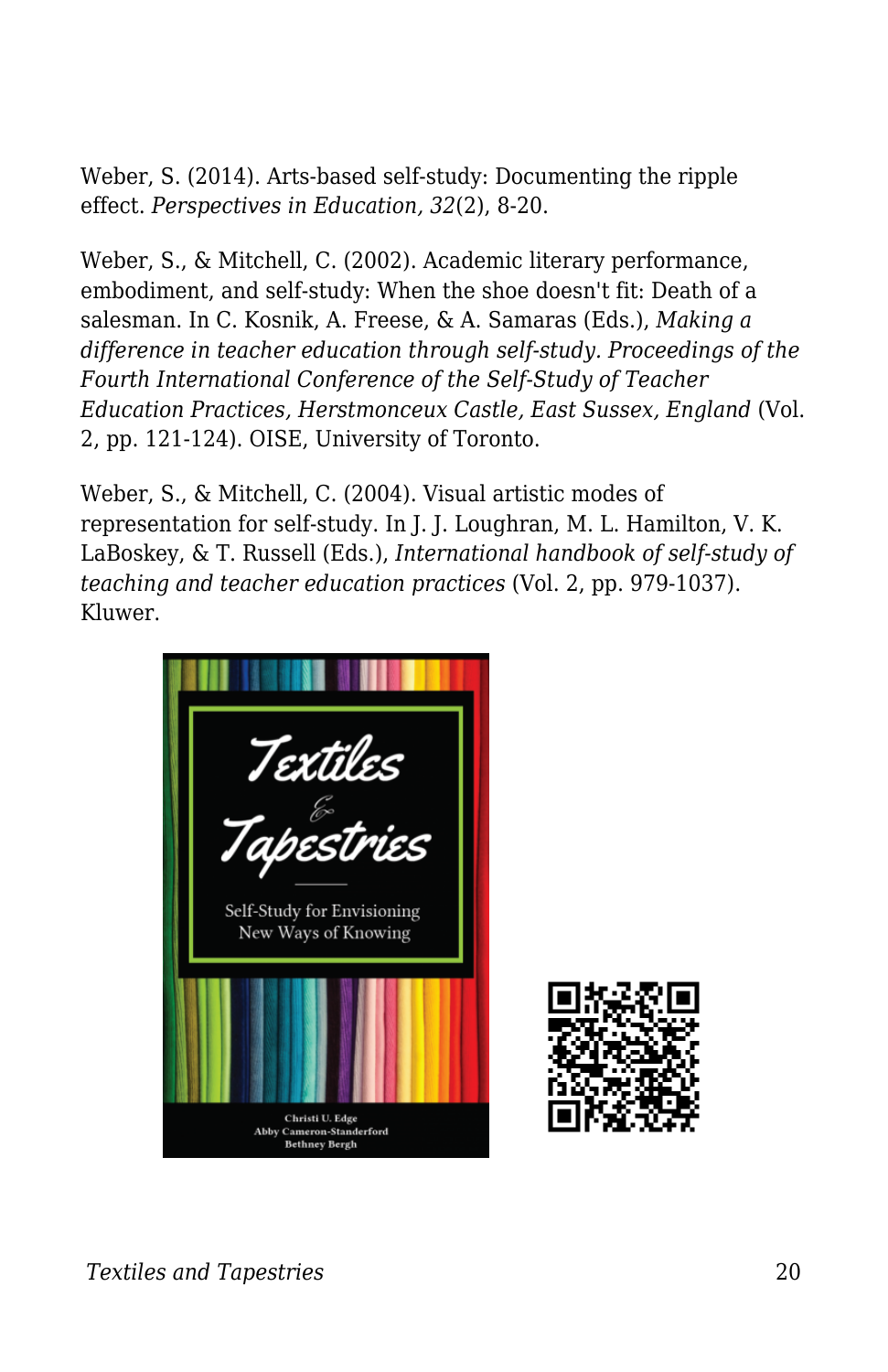Weber, S. (2014). Arts-based self-study: Documenting the ripple effect. *Perspectives in Education, 32*(2), 8-20.

Weber, S., & Mitchell, C. (2002). Academic literary performance, embodiment, and self-study: When the shoe doesn't fit: Death of a salesman. In C. Kosnik, A. Freese, & A. Samaras (Eds.), *Making a difference in teacher education through self-study. Proceedings of the Fourth International Conference of the Self-Study of Teacher Education Practices, Herstmonceux Castle, East Sussex, England* (Vol. 2, pp. 121-124). OISE, University of Toronto.

Weber, S., & Mitchell, C. (2004). Visual artistic modes of representation for self-study. In J. J. Loughran, M. L. Hamilton, V. K. LaBoskey, & T. Russell (Eds.), *International handbook of self-study of teaching and teacher education practices* (Vol. 2, pp. 979-1037). Kluwer.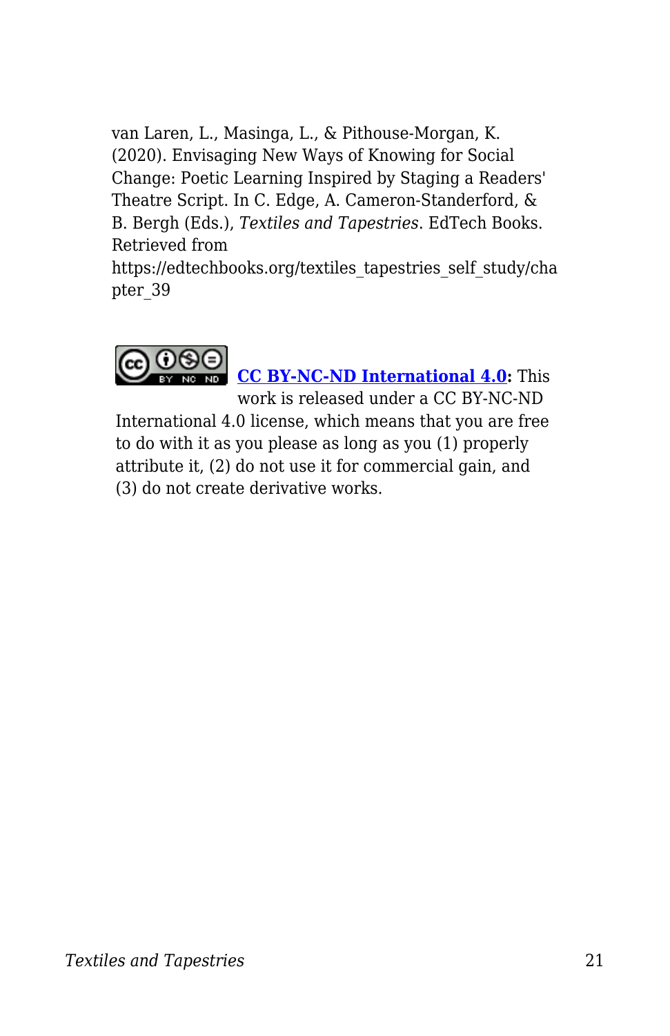van Laren, L., Masinga, L., & Pithouse-Morgan, K. (2020). Envisaging New Ways of Knowing for Social Change: Poetic Learning Inspired by Staging a Readers' Theatre Script. In C. Edge, A. Cameron-Standerford, & B. Bergh (Eds.), *Textiles and Tapestries*. EdTech Books. Retrieved from https://edtechbooks.org/textiles_tapestries_self_study/chapter_39

**CC BY-NC-ND International 4.0:** This work is released under a CC BY-NC-ND International 4.0 license, which means that you are free to do with it as you please as long as you (1) properly attribute it, (2) do not use it for commercial gain, and (3) do not create derivative works.